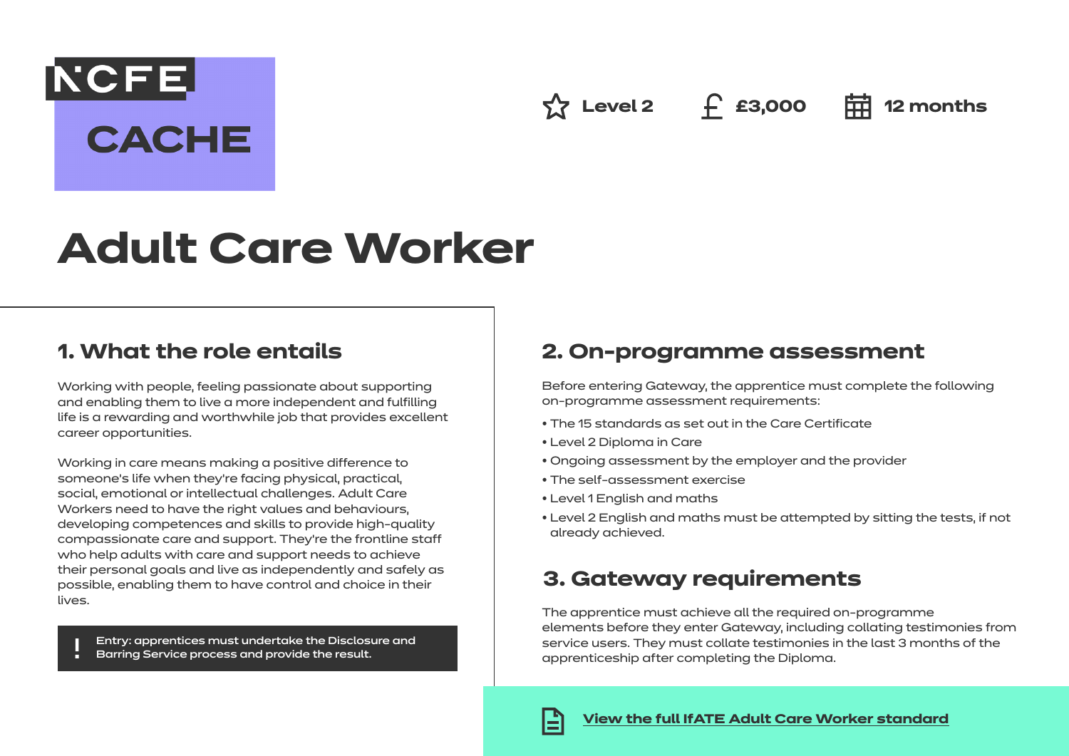NCFE CACHE

Level 2 | £3,000 | 12 months

# Adult Care Worker

## 1. What the role entails

Working with people, feeling passionate about supporting and enabling them to live a more independent and fulfilling life is a rewarding and worthwhile job that provides excellent career opportunities.

Working in care means making a positive difference to someone's life when they're facing physical, practical, social, emotional or intellectual challenges. Adult Care Workers need to have the right values and behaviours, developing competences and skills to provide high-quality compassionate care and support. They're the frontline staff who help adults with care and support needs to achieve their personal goals and live as independently and safely as possible, enabling them to have control and choice in their lives.

> ! Entry: apprentices must undertake the Disclosure and Barring Service process and provide the result.

## 2. On-programme assessment

Before entering Gateway, the apprentice must complete the following on-programme assessment requirements:

- The 15 standards as set out in the Care Certificate
- Level 2 Diploma in Care
- Ongoing assessment by the employer and the provider
- The self-assessment exercise
- Level 1 English and maths
- Level 2 English and maths must be attempted by sitting the tests, if not already achieved.

## 3. Gateway requirements

The apprentice must achieve all the required on-programme elements before they enter Gateway, including collating testimonies from service users. They must collate testimonies in the last 3 months of the apprenticeship after completing the Diploma.

**View the full IfATE Adult Care Worker standard**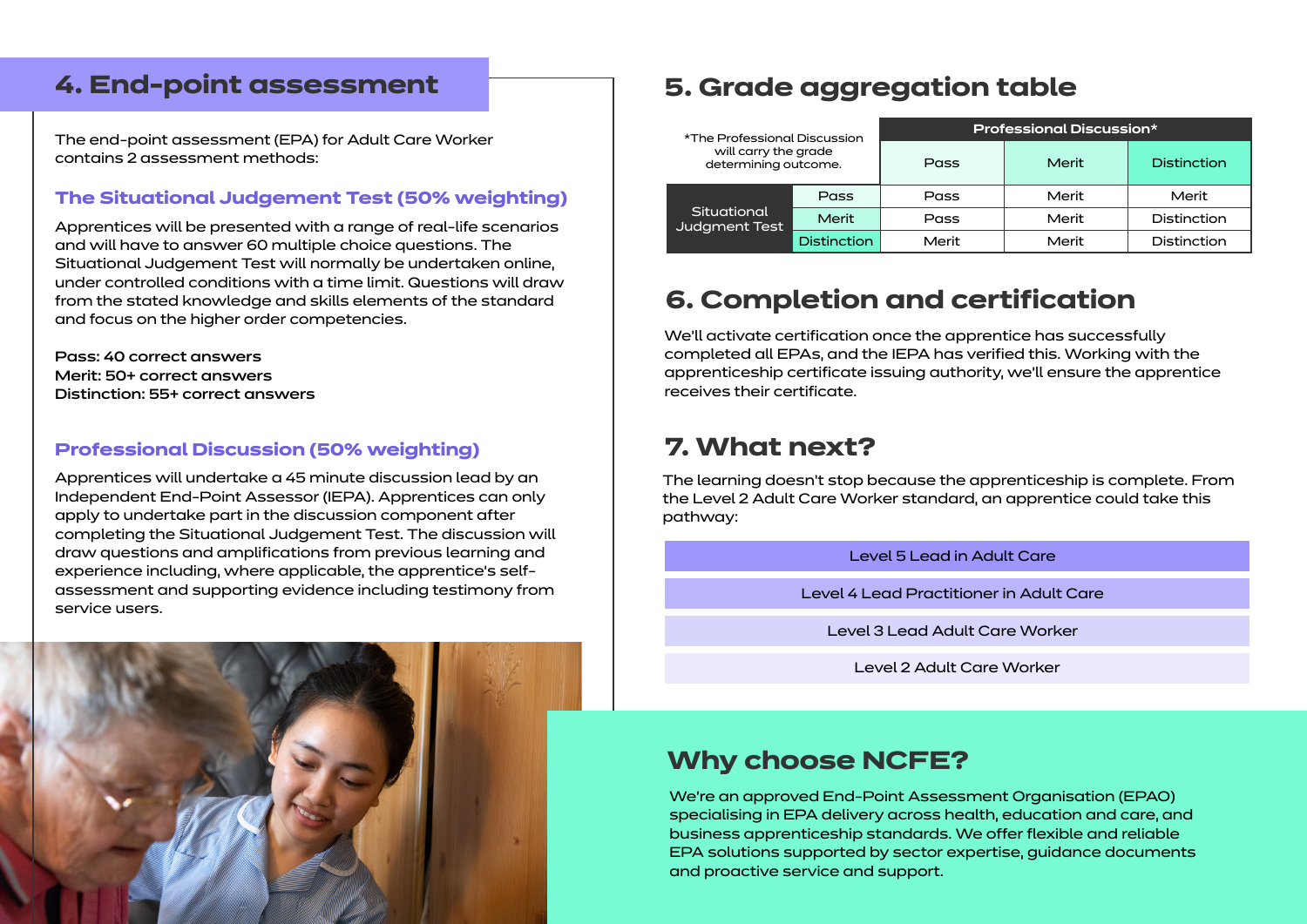## 4. End-point assessment

The end-point assessment (EPA) for Adult Care Worker contains 2 assessment methods:

### The Situational Judgement Test (50% weighting)

Apprentices will be presented with a range of real-life scenarios and will have to answer 60 multiple choice questions. The Situational Judgement Test will normally be undertaken online, under controlled conditions with a time limit. Questions will draw from the stated knowledge and skills elements of the standard and focus on the higher order competencies.

**Pass: 40 correct answers**
**Merit: 50+ correct answers**
**Distinction: 55+ correct answers**

### Professional Discussion (50% weighting)

Apprentices will undertake a 45 minute discussion lead by an Independent End-Point Assessor (IEPA). Apprentices can only apply to undertake part in the discussion component after completing the Situational Judgement Test. The discussion will draw questions and amplifications from previous learning and experience including, where applicable, the apprentice's self-assessment and supporting evidence including testimony from service users.

## 5. Grade aggregation table

*The Professional Discussion will carry the grade determining outcome.

| | | Professional Discussion* | | |
|---|---|---|---|---|
| | | Pass | Merit | Distinction |
| Situational Judgment Test | Pass | Pass | Merit | Merit |
| | Merit | Pass | Merit | Distinction |
| | Distinction | Merit | Merit | Distinction |

## 6. Completion and certification

We'll activate certification once the apprentice has successfully completed all EPAs, and the IEPA has verified this. Working with the apprenticeship certificate issuing authority, we'll ensure the apprentice receives their certificate.

## 7. What next?

The learning doesn't stop because the apprenticeship is complete. From the Level 2 Adult Care Worker standard, an apprentice could take this pathway:

- Level 5 Lead in Adult Care
- Level 4 Lead Practitioner in Adult Care
- Level 3 Lead Adult Care Worker
- Level 2 Adult Care Worker

## Why choose NCFE?

We're an approved End-Point Assessment Organisation (EPAO) specialising in EPA delivery across health, education and care, and business apprenticeship standards. We offer flexible and reliable EPA solutions supported by sector expertise, guidance documents and proactive service and support.